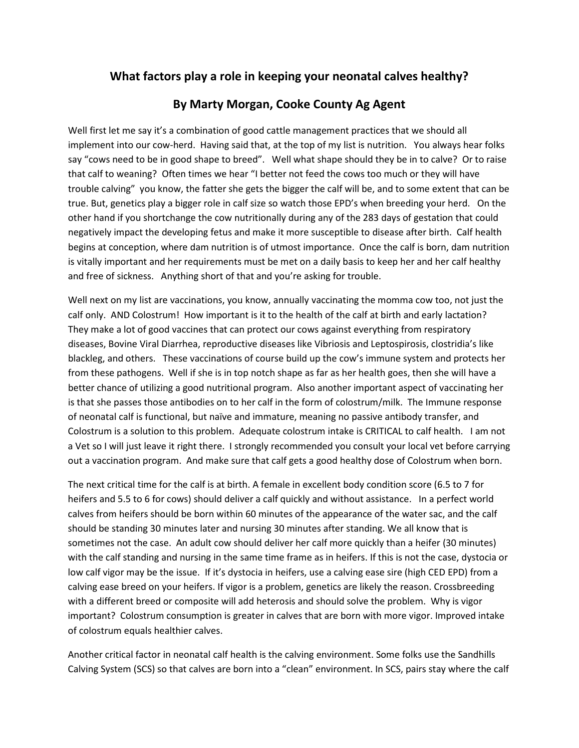# What factors play a role in keeping your neonatal calves healthy?

## By Marty Morgan, Cooke County Ag Agent

Well first let me say it's a combination of good cattle management practices that we should all implement into our cow-herd. Having said that, at the top of my list is nutrition. You always hear folks say "cows need to be in good shape to breed". Well what shape should they be in to calve? Or to raise that calf to weaning? Often times we hear "I better not feed the cows too much or they will have trouble calving" you know, the fatter she gets the bigger the calf will be, and to some extent that can be true. But, genetics play a bigger role in calf size so watch those EPD's when breeding your herd. On the other hand if you shortchange the cow nutritionally during any of the 283 days of gestation that could negatively impact the developing fetus and make it more susceptible to disease after birth. Calf health begins at conception, where dam nutrition is of utmost importance. Once the calf is born, dam nutrition is vitally important and her requirements must be met on a daily basis to keep her and her calf healthy and free of sickness. Anything short of that and you're asking for trouble.

Well next on my list are vaccinations, you know, annually vaccinating the momma cow too, not just the calf only. AND Colostrum! How important is it to the health of the calf at birth and early lactation? They make a lot of good vaccines that can protect our cows against everything from respiratory diseases, Bovine Viral Diarrhea, reproductive diseases like Vibriosis and Leptospirosis, clostridia's like blackleg, and others. These vaccinations of course build up the cow's immune system and protects her from these pathogens. Well if she is in top notch shape as far as her health goes, then she will have a better chance of utilizing a good nutritional program. Also another important aspect of vaccinating her is that she passes those antibodies on to her calf in the form of colostrum/milk. The Immune response of neonatal calf is functional, but naïve and immature, meaning no passive antibody transfer, and Colostrum is a solution to this problem. Adequate colostrum intake is CRITICAL to calf health. I am not a Vet so I will just leave it right there. I strongly recommended you consult your local vet before carrying out a vaccination program. And make sure that calf gets a good healthy dose of Colostrum when born.

The next critical time for the calf is at birth. A female in excellent body condition score (6.5 to 7 for heifers and 5.5 to 6 for cows) should deliver a calf quickly and without assistance. In a perfect world calves from heifers should be born within 60 minutes of the appearance of the water sac, and the calf should be standing 30 minutes later and nursing 30 minutes after standing. We all know that is sometimes not the case. An adult cow should deliver her calf more quickly than a heifer (30 minutes) with the calf standing and nursing in the same time frame as in heifers. If this is not the case, dystocia or low calf vigor may be the issue. If it's dystocia in heifers, use a calving ease sire (high CED EPD) from a calving ease breed on your heifers. If vigor is a problem, genetics are likely the reason. Crossbreeding with a different breed or composite will add heterosis and should solve the problem. Why is vigor important? Colostrum consumption is greater in calves that are born with more vigor. Improved intake of colostrum equals healthier calves.

Another critical factor in neonatal calf health is the calving environment. Some folks use the Sandhills Calving System (SCS) so that calves are born into a "clean" environment. In SCS, pairs stay where the calf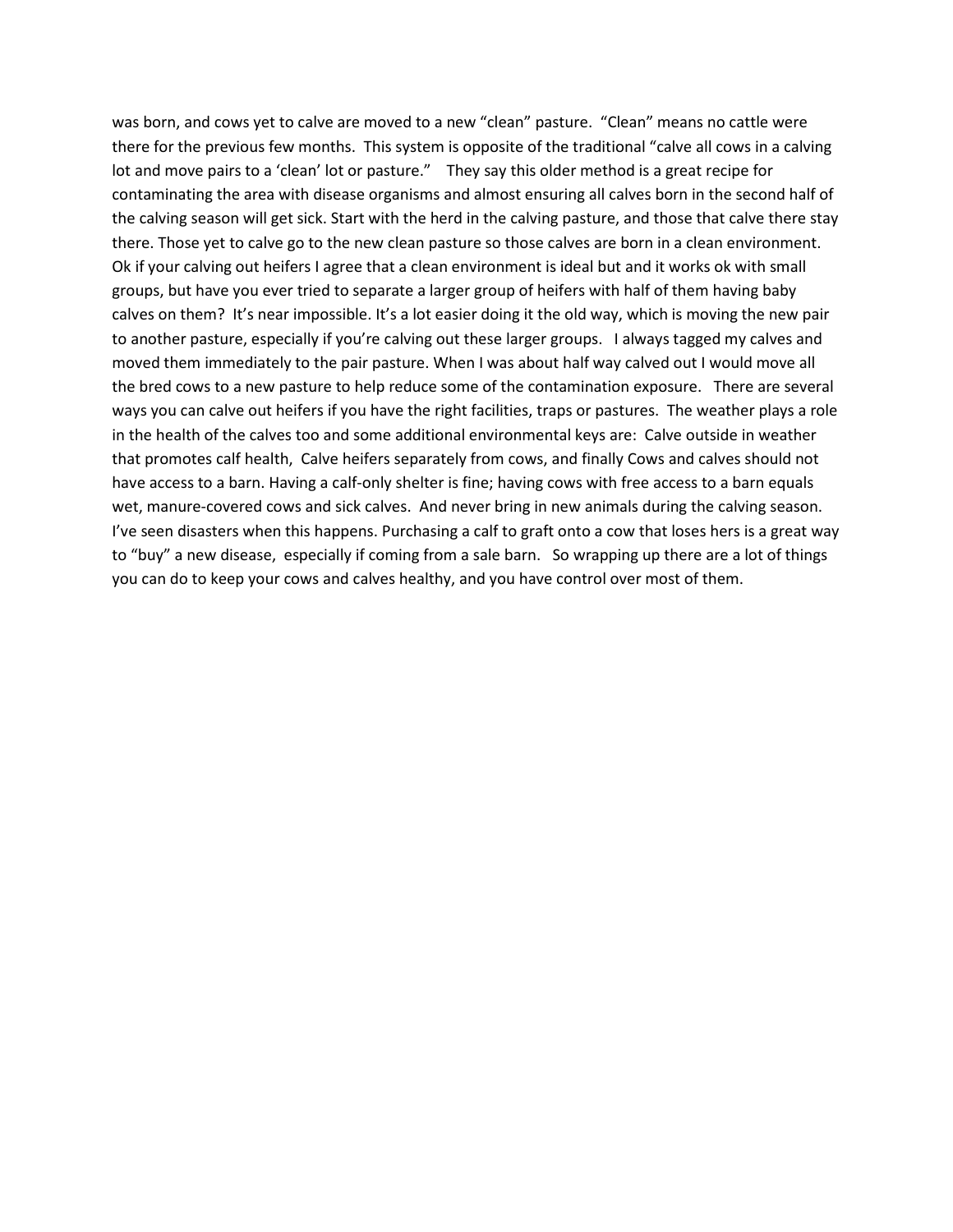was born, and cows yet to calve are moved to a new "clean" pasture. "Clean" means no cattle were there for the previous few months. This system is opposite of the traditional "calve all cows in a calving lot and move pairs to a 'clean' lot or pasture." They say this older method is a great recipe for contaminating the area with disease organisms and almost ensuring all calves born in the second half of the calving season will get sick. Start with the herd in the calving pasture, and those that calve there stay there. Those yet to calve go to the new clean pasture so those calves are born in a clean environment. Ok if your calving out heifers I agree that a clean environment is ideal but and it works ok with small groups, but have you ever tried to separate a larger group of heifers with half of them having baby calves on them? It's near impossible. It's a lot easier doing it the old way, which is moving the new pair to another pasture, especially if you're calving out these larger groups. I always tagged my calves and moved them immediately to the pair pasture. When I was about half way calved out I would move all the bred cows to a new pasture to help reduce some of the contamination exposure. There are several ways you can calve out heifers if you have the right facilities, traps or pastures. The weather plays a role in the health of the calves too and some additional environmental keys are: Calve outside in weather that promotes calf health, Calve heifers separately from cows, and finally Cows and calves should not have access to a barn. Having a calf-only shelter is fine; having cows with free access to a barn equals wet, manure-covered cows and sick calves. And never bring in new animals during the calving season. I've seen disasters when this happens. Purchasing a calf to graft onto a cow that loses hers is a great way to "buy" a new disease, especially if coming from a sale barn. So wrapping up there are a lot of things you can do to keep your cows and calves healthy, and you have control over most of them.